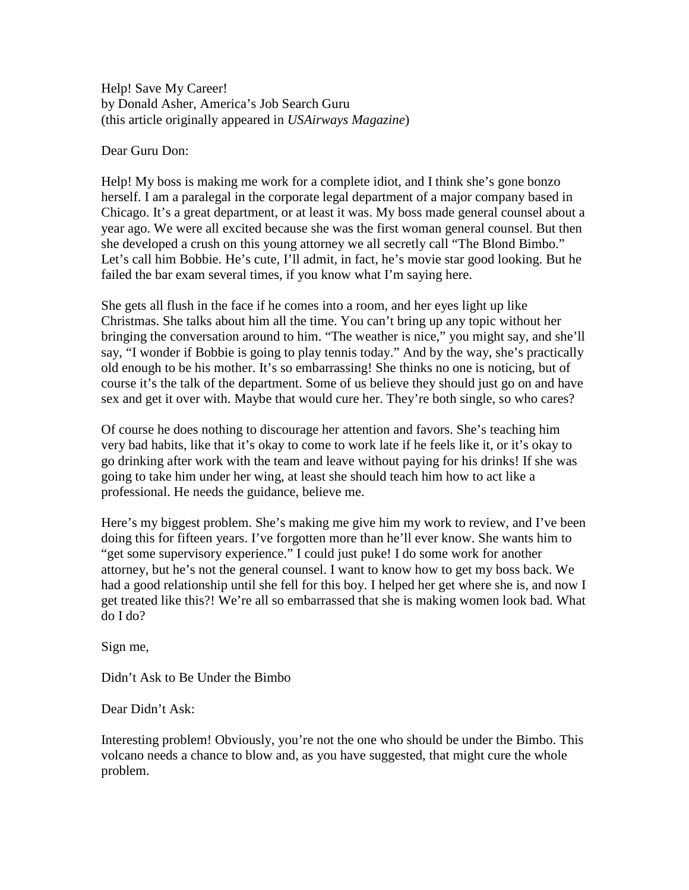Help! Save My Career!
by Donald Asher, America's Job Search Guru
(this article originally appeared in *USAirways Magazine*)

Dear Guru Don:

Help! My boss is making me work for a complete idiot, and I think she's gone bonzo herself. I am a paralegal in the corporate legal department of a major company based in Chicago. It's a great department, or at least it was. My boss made general counsel about a year ago. We were all excited because she was the first woman general counsel. But then she developed a crush on this young attorney we all secretly call "The Blond Bimbo." Let's call him Bobbie. He's cute, I'll admit, in fact, he's movie star good looking. But he failed the bar exam several times, if you know what I'm saying here.

She gets all flush in the face if he comes into a room, and her eyes light up like Christmas. She talks about him all the time. You can't bring up any topic without her bringing the conversation around to him. "The weather is nice," you might say, and she'll say, "I wonder if Bobbie is going to play tennis today." And by the way, she's practically old enough to be his mother. It's so embarrassing! She thinks no one is noticing, but of course it's the talk of the department. Some of us believe they should just go on and have sex and get it over with. Maybe that would cure her. They're both single, so who cares?

Of course he does nothing to discourage her attention and favors. She's teaching him very bad habits, like that it's okay to come to work late if he feels like it, or it's okay to go drinking after work with the team and leave without paying for his drinks! If she was going to take him under her wing, at least she should teach him how to act like a professional. He needs the guidance, believe me.

Here's my biggest problem. She's making me give him my work to review, and I've been doing this for fifteen years. I've forgotten more than he'll ever know. She wants him to "get some supervisory experience." I could just puke! I do some work for another attorney, but he's not the general counsel. I want to know how to get my boss back. We had a good relationship until she fell for this boy. I helped her get where she is, and now I get treated like this?! We're all so embarrassed that she is making women look bad. What do I do?

Sign me,

Didn't Ask to Be Under the Bimbo

Dear Didn't Ask:

Interesting problem! Obviously, you're not the one who should be under the Bimbo. This volcano needs a chance to blow and, as you have suggested, that might cure the whole problem.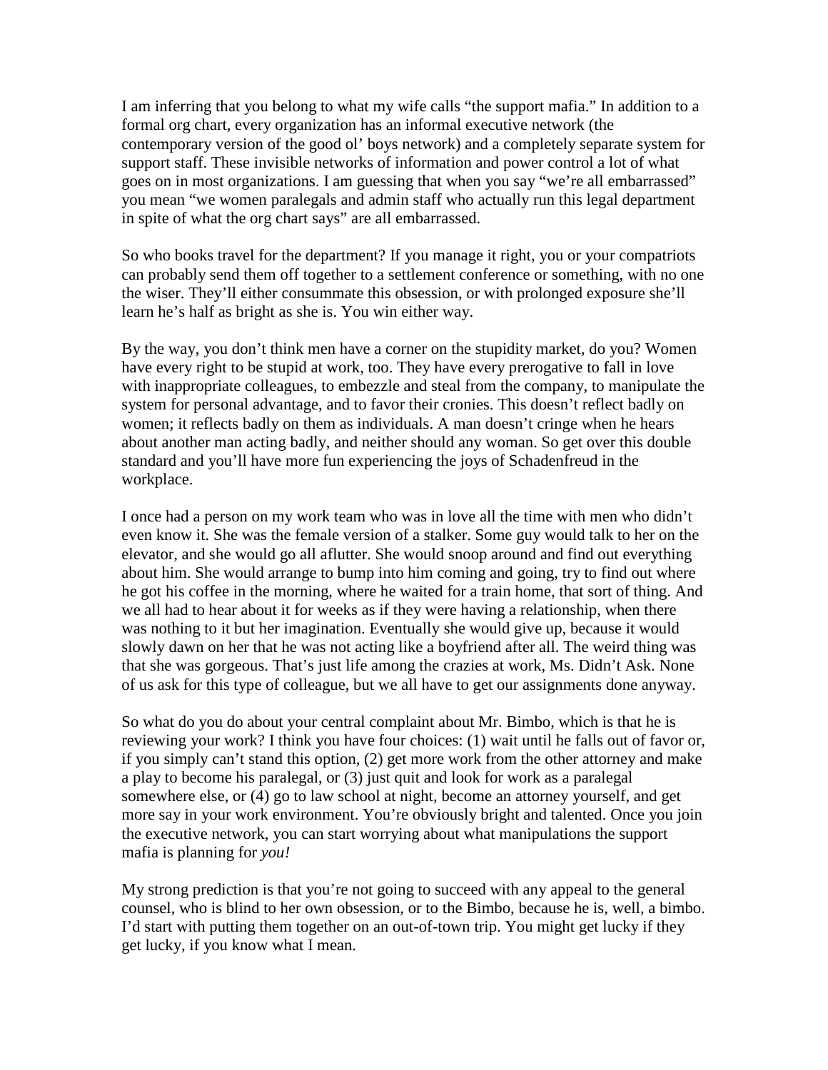I am inferring that you belong to what my wife calls "the support mafia." In addition to a formal org chart, every organization has an informal executive network (the contemporary version of the good ol' boys network) and a completely separate system for support staff. These invisible networks of information and power control a lot of what goes on in most organizations. I am guessing that when you say "we're all embarrassed" you mean "we women paralegals and admin staff who actually run this legal department in spite of what the org chart says" are all embarrassed.

So who books travel for the department? If you manage it right, you or your compatriots can probably send them off together to a settlement conference or something, with no one the wiser. They'll either consummate this obsession, or with prolonged exposure she'll learn he's half as bright as she is. You win either way.

By the way, you don't think men have a corner on the stupidity market, do you? Women have every right to be stupid at work, too. They have every prerogative to fall in love with inappropriate colleagues, to embezzle and steal from the company, to manipulate the system for personal advantage, and to favor their cronies. This doesn't reflect badly on women; it reflects badly on them as individuals. A man doesn't cringe when he hears about another man acting badly, and neither should any woman. So get over this double standard and you'll have more fun experiencing the joys of Schadenfreud in the workplace.

I once had a person on my work team who was in love all the time with men who didn't even know it. She was the female version of a stalker. Some guy would talk to her on the elevator, and she would go all aflutter. She would snoop around and find out everything about him. She would arrange to bump into him coming and going, try to find out where he got his coffee in the morning, where he waited for a train home, that sort of thing. And we all had to hear about it for weeks as if they were having a relationship, when there was nothing to it but her imagination. Eventually she would give up, because it would slowly dawn on her that he was not acting like a boyfriend after all. The weird thing was that she was gorgeous. That's just life among the crazies at work, Ms. Didn't Ask. None of us ask for this type of colleague, but we all have to get our assignments done anyway.

So what do you do about your central complaint about Mr. Bimbo, which is that he is reviewing your work? I think you have four choices: (1) wait until he falls out of favor or, if you simply can't stand this option, (2) get more work from the other attorney and make a play to become his paralegal, or (3) just quit and look for work as a paralegal somewhere else, or (4) go to law school at night, become an attorney yourself, and get more say in your work environment. You're obviously bright and talented. Once you join the executive network, you can start worrying about what manipulations the support mafia is planning for *you!*

My strong prediction is that you're not going to succeed with any appeal to the general counsel, who is blind to her own obsession, or to the Bimbo, because he is, well, a bimbo. I'd start with putting them together on an out-of-town trip. You might get lucky if they get lucky, if you know what I mean.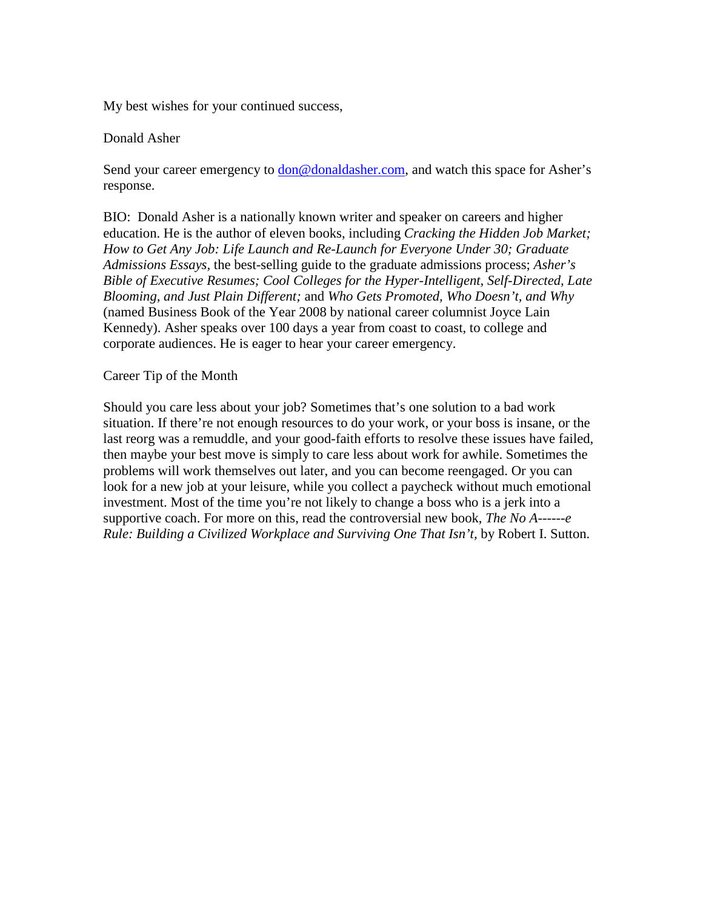My best wishes for your continued success,

Donald Asher

Send your career emergency to [don@donaldasher.com](mailto:don@donaldasher.com), and watch this space for Asher's response.

BIO: Donald Asher is a nationally known writer and speaker on careers and higher education. He is the author of eleven books, including *Cracking the Hidden Job Market; How to Get Any Job: Life Launch and Re-Launch for Everyone Under 30; Graduate Admissions Essays*, the best-selling guide to the graduate admissions process; *Asher's Bible of Executive Resumes; Cool Colleges for the Hyper-Intelligent, Self-Directed, Late Blooming, and Just Plain Different;* and *Who Gets Promoted, Who Doesn't, and Why* (named Business Book of the Year 2008 by national career columnist Joyce Lain Kennedy). Asher speaks over 100 days a year from coast to coast, to college and corporate audiences. He is eager to hear your career emergency.

Career Tip of the Month

Should you care less about your job? Sometimes that's one solution to a bad work situation. If there're not enough resources to do your work, or your boss is insane, or the last reorg was a remuddle, and your good-faith efforts to resolve these issues have failed, then maybe your best move is simply to care less about work for awhile. Sometimes the problems will work themselves out later, and you can become reengaged. Or you can look for a new job at your leisure, while you collect a paycheck without much emotional investment. Most of the time you're not likely to change a boss who is a jerk into a supportive coach. For more on this, read the controversial new book, *The No A------e Rule: Building a Civilized Workplace and Surviving One That Isn't,* by Robert I. Sutton.